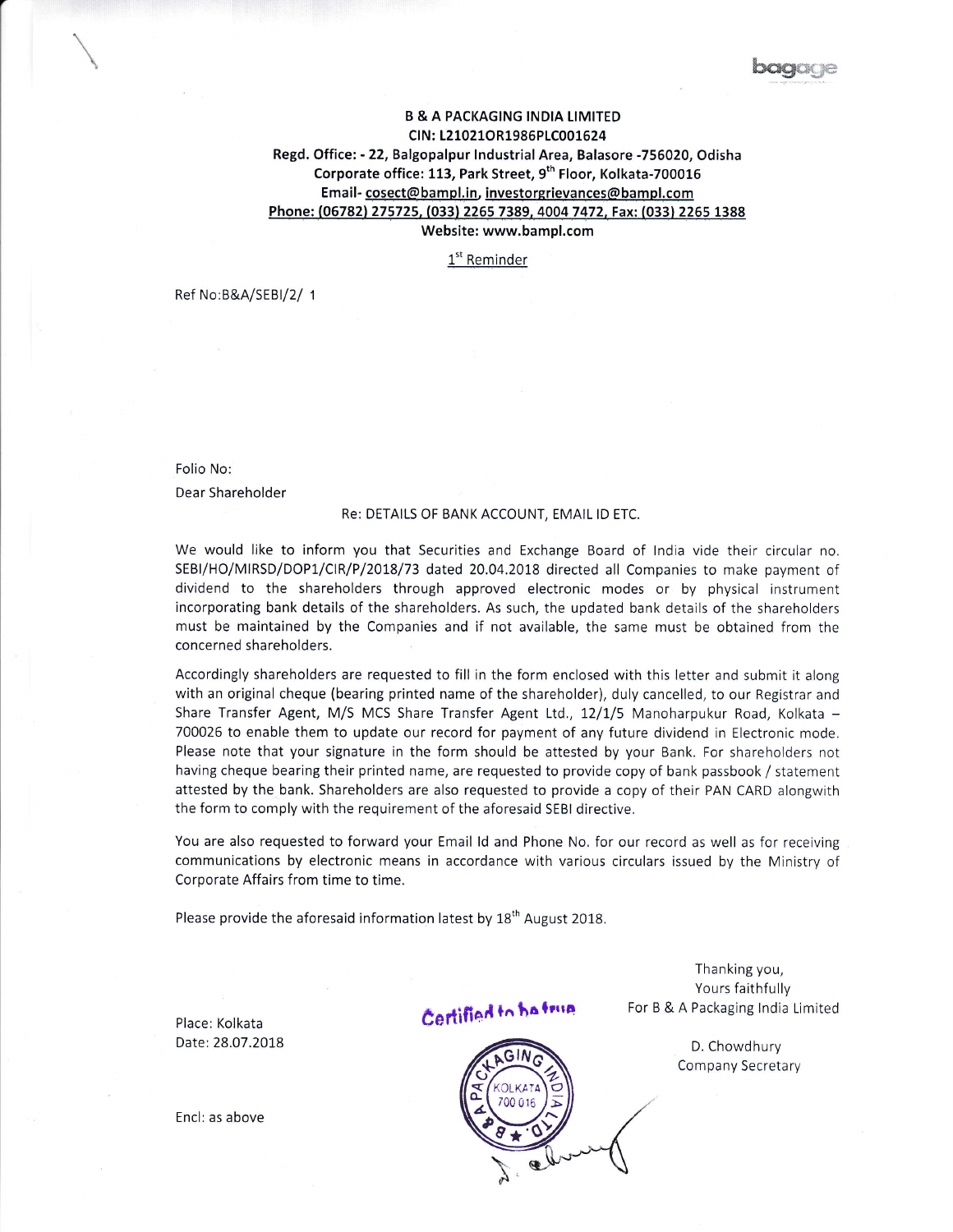# B & A PACKAGING INDIA LIMITED

**CIN: L21021OR1986PLC001624**

**Regd. Office: - 22, Balgopalpur Industrial Area, Balasore -756020, Odisha**

**Corporate office: 113, Park Street, 9th Floor, Kolkata-700016**

**Email- cosect@bampl.in, investorgrievances@bampl.com**

**Phone: (06782) 275725, (033) 2265 7389, 4004 7472, Fax: (033) 2265 1388**

**Website: www.bampl.com**

1st Reminder

Ref No:B&A/SEBI/2/ 1

Folio No:

Dear Shareholder

Re: DETAILS OF BANK ACCOUNT, EMAIL ID ETC.

We would like to inform you that Securities and Exchange Board of India vide their circular no. SEBI/HO/MIRSD/DOP1/CIR/P/2018/73 dated 20.04.2018 directed all Companies to make payment of dividend to the shareholders through approved electronic modes or by physical instrument incorporating bank details of the shareholders. As such, the updated bank details of the shareholders must be maintained by the Companies and if not available, the same must be obtained from the concerned shareholders.

Accordingly shareholders are requested to fill in the form enclosed with this letter and submit it along with an original cheque (bearing printed name of the shareholder), duly cancelled, to our Registrar and Share Transfer Agent, M/S MCS Share Transfer Agent Ltd., 12/1/5 Manoharpukur Road, Kolkata – 700026 to enable them to update our record for payment of any future dividend in Electronic mode. Please note that your signature in the form should be attested by your Bank. For shareholders not having cheque bearing their printed name, are requested to provide copy of bank passbook / statement attested by the bank. Shareholders are also requested to provide a copy of their PAN CARD alongwith the form to comply with the requirement of the aforesaid SEBI directive.

You are also requested to forward your Email Id and Phone No. for our record as well as for receiving communications by electronic means in accordance with various circulars issued by the Ministry of Corporate Affairs from time to time.

Please provide the aforesaid information latest by 18th August 2018.

Thanking you,
Yours faithfully
For B & A Packaging India Limited

Certified to be true

D. Chowdhury
Company Secretary

Place: Kolkata
Date: 28.07.2018

Encl: as above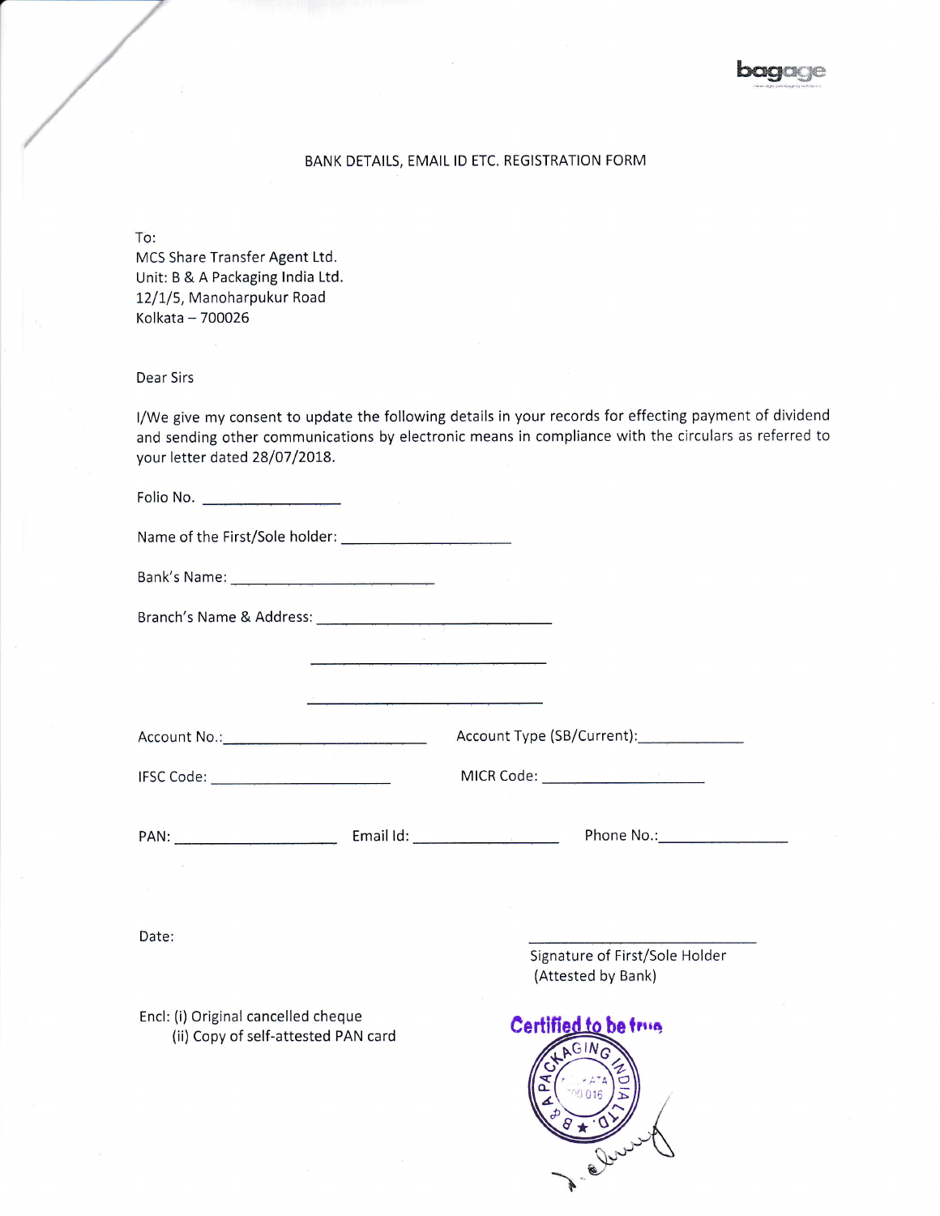bagage

# BANK DETAILS, EMAIL ID ETC. REGISTRATION FORM

To:
MCS Share Transfer Agent Ltd.
Unit: B & A Packaging India Ltd.
12/1/5, Manoharpukur Road
Kolkata – 700026

Dear Sirs

I/We give my consent to update the following details in your records for effecting payment of dividend and sending other communications by electronic means in compliance with the circulars as referred to your letter dated 28/07/2018.

Folio No. ________________

Name of the First/Sole holder: ____________________

Bank's Name: _______________________

Branch's Name & Address: ___________________________

___________________________

___________________________

Account No.:________________________ Account Type (SB/Current):____________

IFSC Code: _____________________ MICR Code: ___________________

PAN: ___________________ Email Id: ________________ Phone No.:______________

Date:

_____________________________
Signature of First/Sole Holder
(Attested by Bank)

Encl: (i) Original cancelled cheque
(ii) Copy of self-attested PAN card

Certified to be true

B & A PACKAGING INDIA LTD.